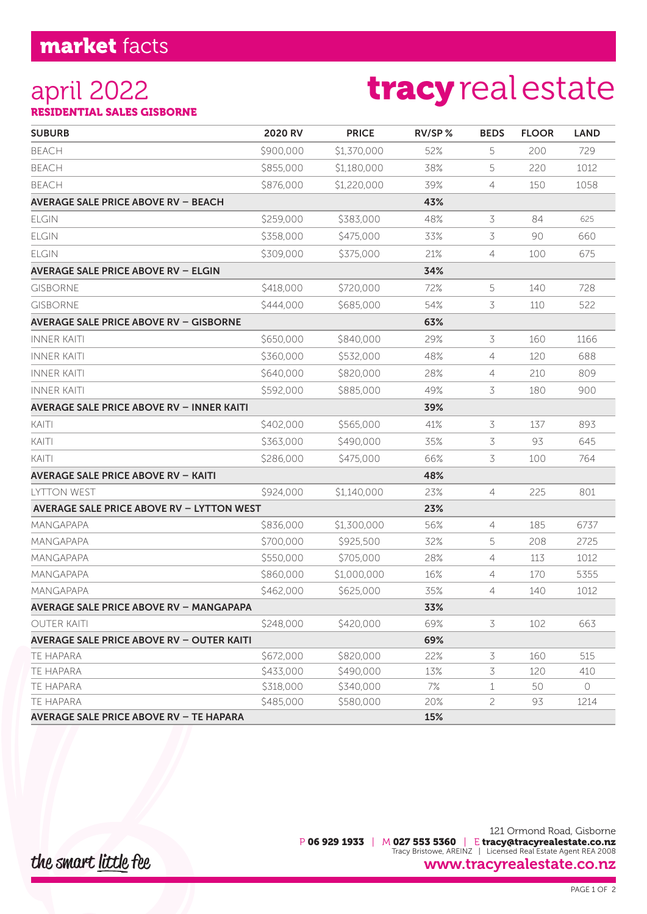## market facts

# april 2022

**RESIDENTIAL SALES GISBORNE**

**tracy** real estate

| SUBURB | 2020 RV | PRICE | RV/SP % | BEDS | FLOOR | LAND |
|---|---|---|---|---|---|---|
| BEACH | $900,000 | $1,370,000 | 52% | 5 | 200 | 729 |
| BEACH | $855,000 | $1,180,000 | 38% | 5 | 220 | 1012 |
| BEACH | $876,000 | $1,220,000 | 39% | 4 | 150 | 1058 |
| **AVERAGE SALE PRICE ABOVE RV – BEACH** | | | **43%** | | | |
| ELGIN | $259,000 | $383,000 | 48% | 3 | 84 | 625 |
| ELGIN | $358,000 | $475,000 | 33% | 3 | 90 | 660 |
| ELGIN | $309,000 | $375,000 | 21% | 4 | 100 | 675 |
| **AVERAGE SALE PRICE ABOVE RV – ELGIN** | | | **34%** | | | |
| GISBORNE | $418,000 | $720,000 | 72% | 5 | 140 | 728 |
| GISBORNE | $444,000 | $685,000 | 54% | 3 | 110 | 522 |
| **AVERAGE SALE PRICE ABOVE RV – GISBORNE** | | | **63%** | | | |
| INNER KAITI | $650,000 | $840,000 | 29% | 3 | 160 | 1166 |
| INNER KAITI | $360,000 | $532,000 | 48% | 4 | 120 | 688 |
| INNER KAITI | $640,000 | $820,000 | 28% | 4 | 210 | 809 |
| INNER KAITI | $592,000 | $885,000 | 49% | 3 | 180 | 900 |
| **AVERAGE SALE PRICE ABOVE RV – INNER KAITI** | | | **39%** | | | |
| KAITI | $402,000 | $565,000 | 41% | 3 | 137 | 893 |
| KAITI | $363,000 | $490,000 | 35% | 3 | 93 | 645 |
| KAITI | $286,000 | $475,000 | 66% | 3 | 100 | 764 |
| **AVERAGE SALE PRICE ABOVE RV – KAITI** | | | **48%** | | | |
| LYTTON WEST | $924,000 | $1,140,000 | 23% | 4 | 225 | 801 |
| **AVERAGE SALE PRICE ABOVE RV – LYTTON WEST** | | | **23%** | | | |
| MANGAPAPA | $836,000 | $1,300,000 | 56% | 4 | 185 | 6737 |
| MANGAPAPA | $700,000 | $925,500 | 32% | 5 | 208 | 2725 |
| MANGAPAPA | $550,000 | $705,000 | 28% | 4 | 113 | 1012 |
| MANGAPAPA | $860,000 | $1,000,000 | 16% | 4 | 170 | 5355 |
| MANGAPAPA | $462,000 | $625,000 | 35% | 4 | 140 | 1012 |
| **AVERAGE SALE PRICE ABOVE RV – MANGAPAPA** | | | **33%** | | | |
| OUTER KAITI | $248,000 | $420,000 | 69% | 3 | 102 | 663 |
| **AVERAGE SALE PRICE ABOVE RV – OUTER KAITI** | | | **69%** | | | |
| TE HAPARA | $672,000 | $820,000 | 22% | 3 | 160 | 515 |
| TE HAPARA | $433,000 | $490,000 | 13% | 3 | 120 | 410 |
| TE HAPARA | $318,000 | $340,000 | 7% | 1 | 50 | 0 |
| TE HAPARA | $485,000 | $580,000 | 20% | 2 | 93 | 1214 |
| **AVERAGE SALE PRICE ABOVE RV – TE HAPARA** | | | **15%** | | | |

*the smart little fee*

121 Ormond Road, Gisborne
P **06 929 1933** | M **027 553 5360** | E **tracy@tracyrealestate.co.nz**
Tracy Bristowe, AREINZ | Licensed Real Estate Agent REA 2008
**www.tracyrealestate.co.nz**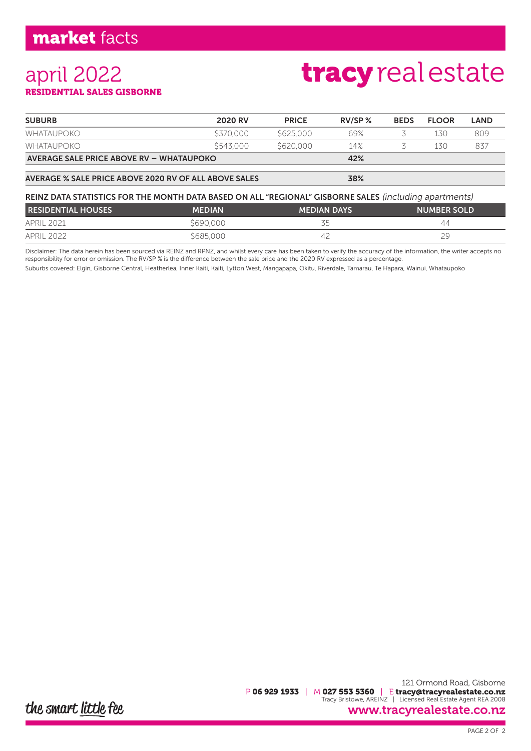# **market** facts

## april 2022

**RESIDENTIAL SALES GISBORNE**

**tracy** real estate

| SUBURB | 2020 RV | PRICE | RV/SP % | BEDS | FLOOR | LAND |
|---|---|---|---|---|---|---|
| WHATAUPOKO | $370,000 | $625,000 | 69% | 3 | 130 | 809 |
| WHATAUPOKO | $543,000 | $620,000 | 14% | 3 | 130 | 837 |
| **AVERAGE SALE PRICE ABOVE RV – WHATAUPOKO** | | | **42%** | | | |
| **AVERAGE % SALE PRICE ABOVE 2020 RV OF ALL ABOVE SALES** | | | **38%** | | | |

**REINZ DATA STATISTICS FOR THE MONTH DATA BASED ON ALL "REGIONAL" GISBORNE SALES** *(including apartments)*

| RESIDENTIAL HOUSES | MEDIAN | MEDIAN DAYS | NUMBER SOLD |
|---|---|---|---|
| APRIL 2021 | $690,000 | 35 | 44 |
| APRIL 2022 | $685,000 | 42 | 29 |

Disclaimer: The data herein has been sourced via REINZ and RPNZ, and whilst every care has been taken to verify the accuracy of the information, the writer accepts no responsibility for error or omission. The RV/SP % is the difference between the sale price and the 2020 RV expressed as a percentage.

Suburbs covered: Elgin, Gisborne Central, Heatherlea, Inner Kaiti, Kaiti, Lytton West, Mangapapa, Okitu, Riverdale, Tamarau, Te Hapara, Wainui, Whataupoko

the smart little fee

121 Ormond Road, Gisborne
P **06 929 1933** | M **027 553 5360** | E **tracy@tracyrealestate.co.nz**
Tracy Bristowe, AREINZ | Licensed Real Estate Agent REA 2008
**www.tracyrealestate.co.nz**